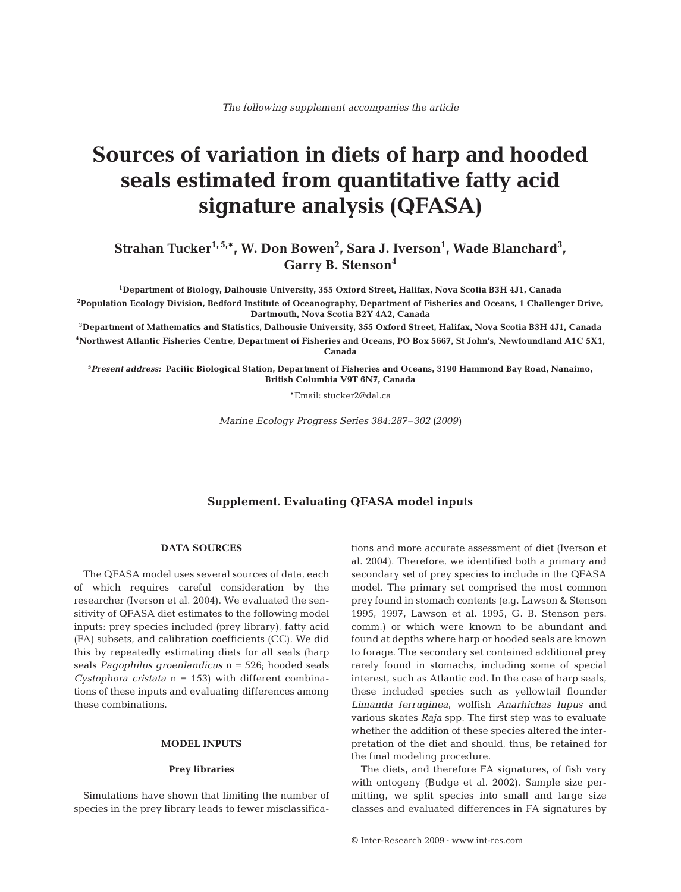*The following supplement accompanies the article*

# Sources of variation in diets of harp and hooded seals estimated from quantitative fatty acid signature analysis (QFASA)

**Strahan Tucker[1,5,*], W. Don Bowen[2], Sara J. Iverson[1], Wade Blanchard[3], Garry B. Stenson[4]**

[1]Department of Biology, Dalhousie University, 355 Oxford Street, Halifax, Nova Scotia B3H 4J1, Canada

[2]Population Ecology Division, Bedford Institute of Oceanography, Department of Fisheries and Oceans, 1 Challenger Drive, Dartmouth, Nova Scotia B2Y 4A2, Canada

[3]Department of Mathematics and Statistics, Dalhousie University, 355 Oxford Street, Halifax, Nova Scotia B3H 4J1, Canada

[4]Northwest Atlantic Fisheries Centre, Department of Fisheries and Oceans, PO Box 5667, St John's, Newfoundland A1C 5X1, Canada

[5]*Present address:* Pacific Biological Station, Department of Fisheries and Oceans, 3190 Hammond Bay Road, Nanaimo, British Columbia V9T 6N7, Canada

*Email: stucker2@dal.ca

*Marine Ecology Progress Series 384:287–302* (*2009*)

## Supplement. Evaluating QFASA model inputs

### DATA SOURCES

The QFASA model uses several sources of data, each of which requires careful consideration by the researcher (Iverson et al. 2004). We evaluated the sensitivity of QFASA diet estimates to the following model inputs: prey species included (prey library), fatty acid (FA) subsets, and calibration coefficients (CC). We did this by repeatedly estimating diets for all seals (harp seals *Pagophilus groenlandicus* n = 526; hooded seals *Cystophora cristata* n = 153) with different combinations of these inputs and evaluating differences among these combinations.

### MODEL INPUTS

#### Prey libraries

Simulations have shown that limiting the number of species in the prey library leads to fewer misclassifications and more accurate assessment of diet (Iverson et al. 2004). Therefore, we identified both a primary and secondary set of prey species to include in the QFASA model. The primary set comprised the most common prey found in stomach contents (e.g. Lawson & Stenson 1995, 1997, Lawson et al. 1995, G. B. Stenson pers. comm.) or which were known to be abundant and found at depths where harp or hooded seals are known to forage. The secondary set contained additional prey rarely found in stomachs, including some of special interest, such as Atlantic cod. In the case of harp seals, these included species such as yellowtail flounder *Limanda ferruginea*, wolffish *Anarhichas lupus* and various skates *Raja* spp. The first step was to evaluate whether the addition of these species altered the interpretation of the diet and should, thus, be retained for the final modeling procedure.

The diets, and therefore FA signatures, of fish vary with ontogeny (Budge et al. 2002). Sample size permitting, we split species into small and large size classes and evaluated differences in FA signatures by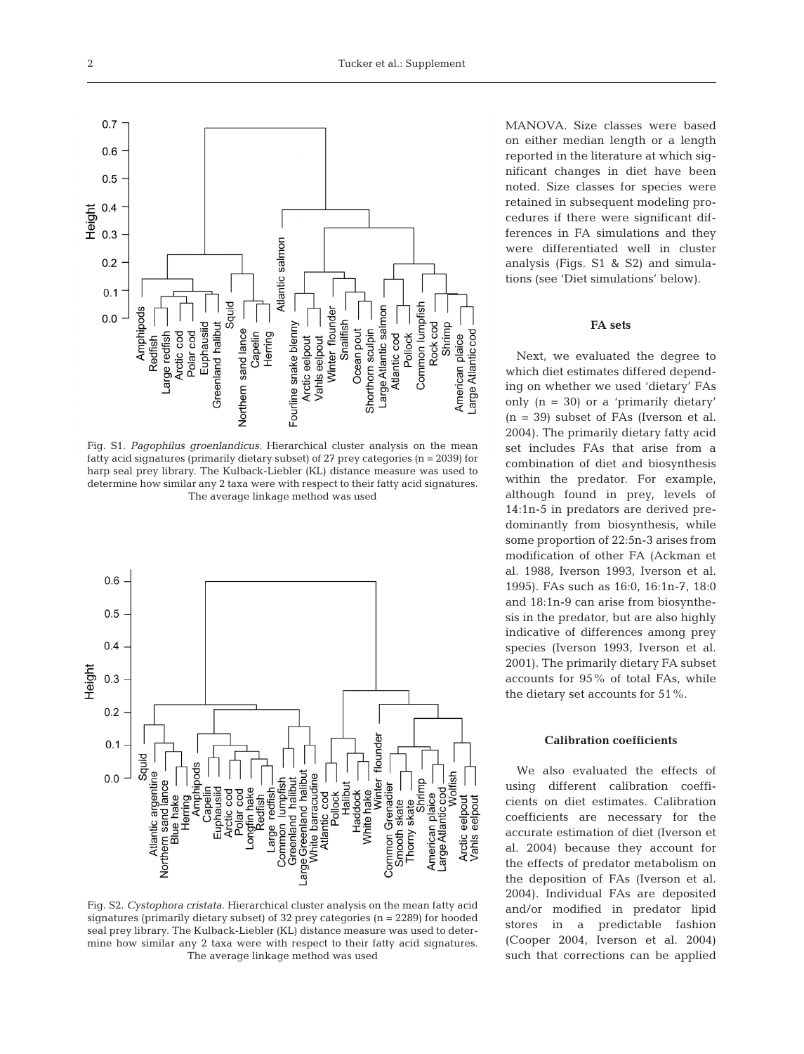Fig. S1. *Pagophilus groenlandicus.* Hierarchical cluster analysis on the mean fatty acid signatures (primarily dietary subset) of 27 prey categories (n = 2039) for harp seal prey library. The Kulback-Liebler (KL) distance measure was used to determine how similar any 2 taxa were with respect to their fatty acid signatures. The average linkage method was used

Fig. S2. *Cystophora cristata.* Hierarchical cluster analysis on the mean fatty acid signatures (primarily dietary subset) of 32 prey categories (n = 2289) for hooded seal prey library. The Kulback-Liebler (KL) distance measure was used to determine how similar any 2 taxa were with respect to their fatty acid signatures. The average linkage method was used

MANOVA. Size classes were based on either median length or a length reported in the literature at which significant changes in diet have been noted. Size classes for species were retained in subsequent modeling procedures if there were significant differences in FA simulations and they were differentiated well in cluster analysis (Figs. S1 & S2) and simulations (see 'Diet simulations' below).

### FA sets

Next, we evaluated the degree to which diet estimates differed depending on whether we used 'dietary' FAs only (n = 30) or a 'primarily dietary' (n = 39) subset of FAs (Iverson et al. 2004). The primarily dietary fatty acid set includes FAs that arise from a combination of diet and biosynthesis within the predator. For example, although found in prey, levels of 14:1n-5 in predators are derived predominantly from biosynthesis, while some proportion of 22:5n-3 arises from modification of other FA (Ackman et al. 1988, Iverson 1993, Iverson et al. 1995). FAs such as 16:0, 16:1n-7, 18:0 and 18:1n-9 can arise from biosynthesis in the predator, but are also highly indicative of differences among prey species (Iverson 1993, Iverson et al. 2001). The primarily dietary FA subset accounts for 95% of total FAs, while the dietary set accounts for 51%.

### Calibration coefficients

We also evaluated the effects of using different calibration coefficients on diet estimates. Calibration coefficients are necessary for the accurate estimation of diet (Iverson et al. 2004) because they account for the effects of predator metabolism on the deposition of FAs (Iverson et al. 2004). Individual FAs are deposited and/or modified in predator lipid stores in a predictable fashion (Cooper 2004, Iverson et al. 2004) such that corrections can be applied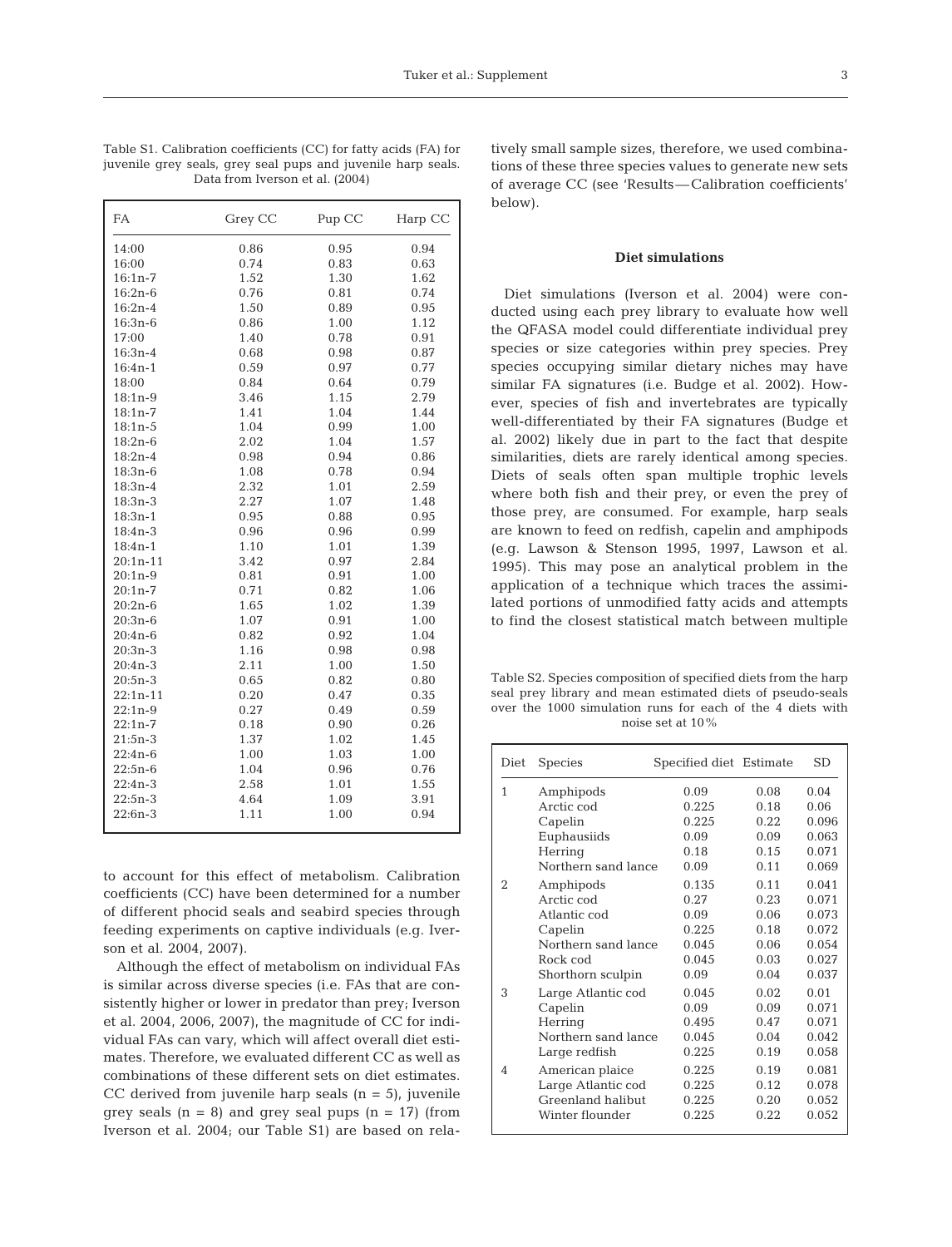Table S1. Calibration coefficients (CC) for fatty acids (FA) for juvenile grey seals, grey seal pups and juvenile harp seals. Data from Iverson et al. (2004)

| FA | Grey CC | Pup CC | Harp CC |
|---|---|---|---|
| 14:00 | 0.86 | 0.95 | 0.94 |
| 16:00 | 0.74 | 0.83 | 0.63 |
| 16:1n-7 | 1.52 | 1.30 | 1.62 |
| 16:2n-6 | 0.76 | 0.81 | 0.74 |
| 16:2n-4 | 1.50 | 0.89 | 0.95 |
| 16:3n-6 | 0.86 | 1.00 | 1.12 |
| 17:00 | 1.40 | 0.78 | 0.91 |
| 16:3n-4 | 0.68 | 0.98 | 0.87 |
| 16:4n-1 | 0.59 | 0.97 | 0.77 |
| 18:00 | 0.84 | 0.64 | 0.79 |
| 18:1n-9 | 3.46 | 1.15 | 2.79 |
| 18:1n-7 | 1.41 | 1.04 | 1.44 |
| 18:1n-5 | 1.04 | 0.99 | 1.00 |
| 18:2n-6 | 2.02 | 1.04 | 1.57 |
| 18:2n-4 | 0.98 | 0.94 | 0.86 |
| 18:3n-6 | 1.08 | 0.78 | 0.94 |
| 18:3n-4 | 2.32 | 1.01 | 2.59 |
| 18:3n-3 | 2.27 | 1.07 | 1.48 |
| 18:3n-1 | 0.95 | 0.88 | 0.95 |
| 18:4n-3 | 0.96 | 0.96 | 0.99 |
| 18:4n-1 | 1.10 | 1.01 | 1.39 |
| 20:1n-11 | 3.42 | 0.97 | 2.84 |
| 20:1n-9 | 0.81 | 0.91 | 1.00 |
| 20:1n-7 | 0.71 | 0.82 | 1.06 |
| 20:2n-6 | 1.65 | 1.02 | 1.39 |
| 20:3n-6 | 1.07 | 0.91 | 1.00 |
| 20:4n-6 | 0.82 | 0.92 | 1.04 |
| 20:3n-3 | 1.16 | 0.98 | 0.98 |
| 20:4n-3 | 2.11 | 1.00 | 1.50 |
| 20:5n-3 | 0.65 | 0.82 | 0.80 |
| 22:1n-11 | 0.20 | 0.47 | 0.35 |
| 22:1n-9 | 0.27 | 0.49 | 0.59 |
| 22:1n-7 | 0.18 | 0.90 | 0.26 |
| 21:5n-3 | 1.37 | 1.02 | 1.45 |
| 22:4n-6 | 1.00 | 1.03 | 1.00 |
| 22:5n-6 | 1.04 | 0.96 | 0.76 |
| 22:4n-3 | 2.58 | 1.01 | 1.55 |
| 22:5n-3 | 4.64 | 1.09 | 3.91 |
| 22:6n-3 | 1.11 | 1.00 | 0.94 |

to account for this effect of metabolism. Calibration coefficients (CC) have been determined for a number of different phocid seals and seabird species through feeding experiments on captive individuals (e.g. Iverson et al. 2004, 2007).

Although the effect of metabolism on individual FAs is similar across diverse species (i.e. FAs that are consistently higher or lower in predator than prey; Iverson et al. 2004, 2006, 2007), the magnitude of CC for individual FAs can vary, which will affect overall diet estimates. Therefore, we evaluated different CC as well as combinations of these different sets on diet estimates. CC derived from juvenile harp seals (n = 5), juvenile grey seals (n = 8) and grey seal pups (n = 17) (from Iverson et al. 2004; our Table S1) are based on relatively small sample sizes, therefore, we used combinations of these three species values to generate new sets of average CC (see 'Results—Calibration coefficients' below).

### Diet simulations

Diet simulations (Iverson et al. 2004) were conducted using each prey library to evaluate how well the QFASA model could differentiate individual prey species or size categories within prey species. Prey species occupying similar dietary niches may have similar FA signatures (i.e. Budge et al. 2002). However, species of fish and invertebrates are typically well-differentiated by their FA signatures (Budge et al. 2002) likely due in part to the fact that despite similarities, diets are rarely identical among species. Diets of seals often span multiple trophic levels where both fish and their prey, or even the prey of those prey, are consumed. For example, harp seals are known to feed on redfish, capelin and amphipods (e.g. Lawson & Stenson 1995, 1997, Lawson et al. 1995). This may pose an analytical problem in the application of a technique which traces the assimilated portions of unmodified fatty acids and attempts to find the closest statistical match between multiple

Table S2. Species composition of specified diets from the harp seal prey library and mean estimated diets of pseudo-seals over the 1000 simulation runs for each of the 4 diets with noise set at 10%

| Diet | Species | Specified diet | Estimate | SD |
|---|---|---|---|---|
| 1 | Amphipods | 0.09 | 0.08 | 0.04 |
| | Arctic cod | 0.225 | 0.18 | 0.06 |
| | Capelin | 0.225 | 0.22 | 0.096 |
| | Euphausiids | 0.09 | 0.09 | 0.063 |
| | Herring | 0.18 | 0.15 | 0.071 |
| | Northern sand lance | 0.09 | 0.11 | 0.069 |
| 2 | Amphipods | 0.135 | 0.11 | 0.041 |
| | Arctic cod | 0.27 | 0.23 | 0.071 |
| | Atlantic cod | 0.09 | 0.06 | 0.073 |
| | Capelin | 0.225 | 0.18 | 0.072 |
| | Northern sand lance | 0.045 | 0.06 | 0.054 |
| | Rock cod | 0.045 | 0.03 | 0.027 |
| | Shorthorn sculpin | 0.09 | 0.04 | 0.037 |
| 3 | Large Atlantic cod | 0.045 | 0.02 | 0.01 |
| | Capelin | 0.09 | 0.09 | 0.071 |
| | Herring | 0.495 | 0.47 | 0.071 |
| | Northern sand lance | 0.045 | 0.04 | 0.042 |
| | Large redfish | 0.225 | 0.19 | 0.058 |
| 4 | American plaice | 0.225 | 0.19 | 0.081 |
| | Large Atlantic cod | 0.225 | 0.12 | 0.078 |
| | Greenland halibut | 0.225 | 0.20 | 0.052 |
| | Winter flounder | 0.225 | 0.22 | 0.052 |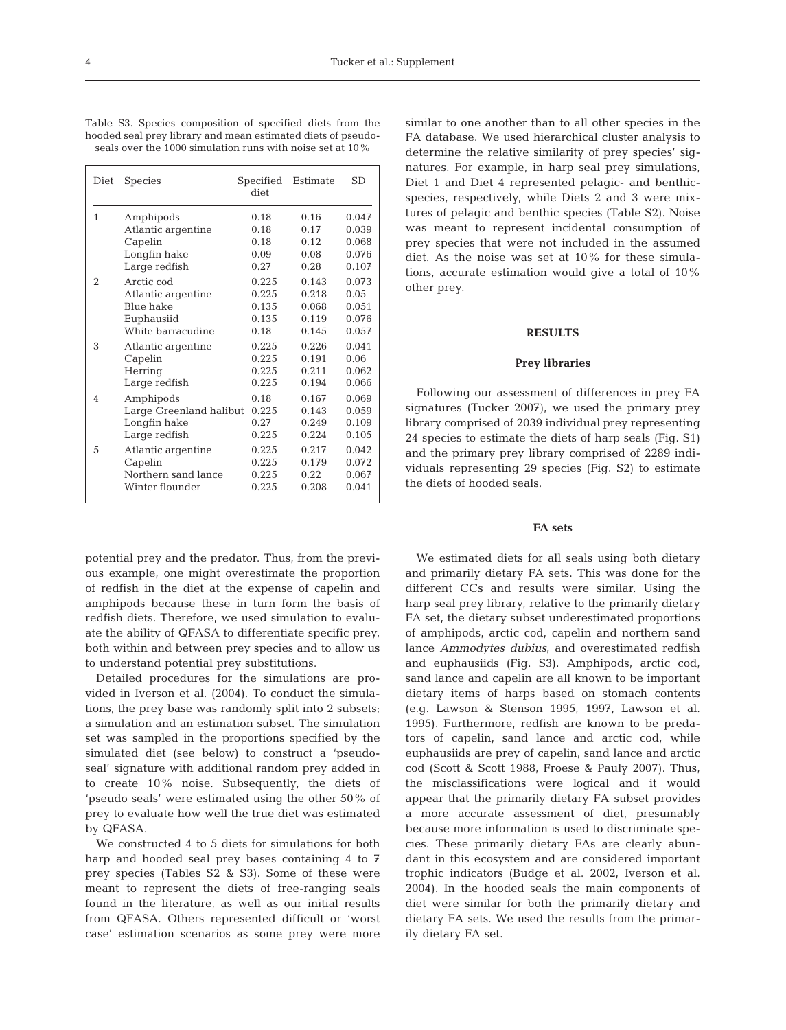Table S3. Species composition of specified diets from the hooded seal prey library and mean estimated diets of pseudo-seals over the 1000 simulation runs with noise set at 10%

| Diet | Species | Specified diet | Estimate | SD |
|---|---|---|---|---|
| 1 | Amphipods | 0.18 | 0.16 | 0.047 |
| | Atlantic argentine | 0.18 | 0.17 | 0.039 |
| | Capelin | 0.18 | 0.12 | 0.068 |
| | Longfin hake | 0.09 | 0.08 | 0.076 |
| | Large redfish | 0.27 | 0.28 | 0.107 |
| 2 | Arctic cod | 0.225 | 0.143 | 0.073 |
| | Atlantic argentine | 0.225 | 0.218 | 0.05 |
| | Blue hake | 0.135 | 0.068 | 0.051 |
| | Euphausiid | 0.135 | 0.119 | 0.076 |
| | White barracudine | 0.18 | 0.145 | 0.057 |
| 3 | Atlantic argentine | 0.225 | 0.226 | 0.041 |
| | Capelin | 0.225 | 0.191 | 0.06 |
| | Herring | 0.225 | 0.211 | 0.062 |
| | Large redfish | 0.225 | 0.194 | 0.066 |
| 4 | Amphipods | 0.18 | 0.167 | 0.069 |
| | Large Greenland halibut | 0.225 | 0.143 | 0.059 |
| | Longfin hake | 0.27 | 0.249 | 0.109 |
| | Large redfish | 0.225 | 0.224 | 0.105 |
| 5 | Atlantic argentine | 0.225 | 0.217 | 0.042 |
| | Capelin | 0.225 | 0.179 | 0.072 |
| | Northern sand lance | 0.225 | 0.22 | 0.067 |
| | Winter flounder | 0.225 | 0.208 | 0.041 |

potential prey and the predator. Thus, from the previous example, one might overestimate the proportion of redfish in the diet at the expense of capelin and amphipods because these in turn form the basis of redfish diets. Therefore, we used simulation to evaluate the ability of QFASA to differentiate specific prey, both within and between prey species and to allow us to understand potential prey substitutions.

Detailed procedures for the simulations are provided in Iverson et al. (2004). To conduct the simulations, the prey base was randomly split into 2 subsets; a simulation and an estimation subset. The simulation set was sampled in the proportions specified by the simulated diet (see below) to construct a 'pseudo-seal' signature with additional random prey added in to create 10% noise. Subsequently, the diets of 'pseudo seals' were estimated using the other 50% of prey to evaluate how well the true diet was estimated by QFASA.

We constructed 4 to 5 diets for simulations for both harp and hooded seal prey bases containing 4 to 7 prey species (Tables S2 & S3). Some of these were meant to represent the diets of free-ranging seals found in the literature, as well as our initial results from QFASA. Others represented difficult or 'worst case' estimation scenarios as some prey were more similar to one another than to all other species in the FA database. We used hierarchical cluster analysis to determine the relative similarity of prey species' signatures. For example, in harp seal prey simulations, Diet 1 and Diet 4 represented pelagic- and benthic-species, respectively, while Diets 2 and 3 were mixtures of pelagic and benthic species (Table S2). Noise was meant to represent incidental consumption of prey species that were not included in the assumed diet. As the noise was set at 10% for these simulations, accurate estimation would give a total of 10% other prey.

## RESULTS

### Prey libraries

Following our assessment of differences in prey FA signatures (Tucker 2007), we used the primary prey library comprised of 2039 individual prey representing 24 species to estimate the diets of harp seals (Fig. S1) and the primary prey library comprised of 2289 individuals representing 29 species (Fig. S2) to estimate the diets of hooded seals.

### FA sets

We estimated diets for all seals using both dietary and primarily dietary FA sets. This was done for the different CCs and results were similar. Using the harp seal prey library, relative to the primarily dietary FA set, the dietary subset underestimated proportions of amphipods, arctic cod, capelin and northern sand lance *Ammodytes dubius*, and overestimated redfish and euphausiids (Fig. S3). Amphipods, arctic cod, sand lance and capelin are all known to be important dietary items of harps based on stomach contents (e.g. Lawson & Stenson 1995, 1997, Lawson et al. 1995). Furthermore, redfish are known to be predators of capelin, sand lance and arctic cod, while euphausiids are prey of capelin, sand lance and arctic cod (Scott & Scott 1988, Froese & Pauly 2007). Thus, the misclassifications were logical and it would appear that the primarily dietary FA subset provides a more accurate assessment of diet, presumably because more information is used to discriminate species. These primarily dietary FAs are clearly abundant in this ecosystem and are considered important trophic indicators (Budge et al. 2002, Iverson et al. 2004). In the hooded seals the main components of diet were similar for both the primarily dietary and dietary FA sets. We used the results from the primarily dietary FA set.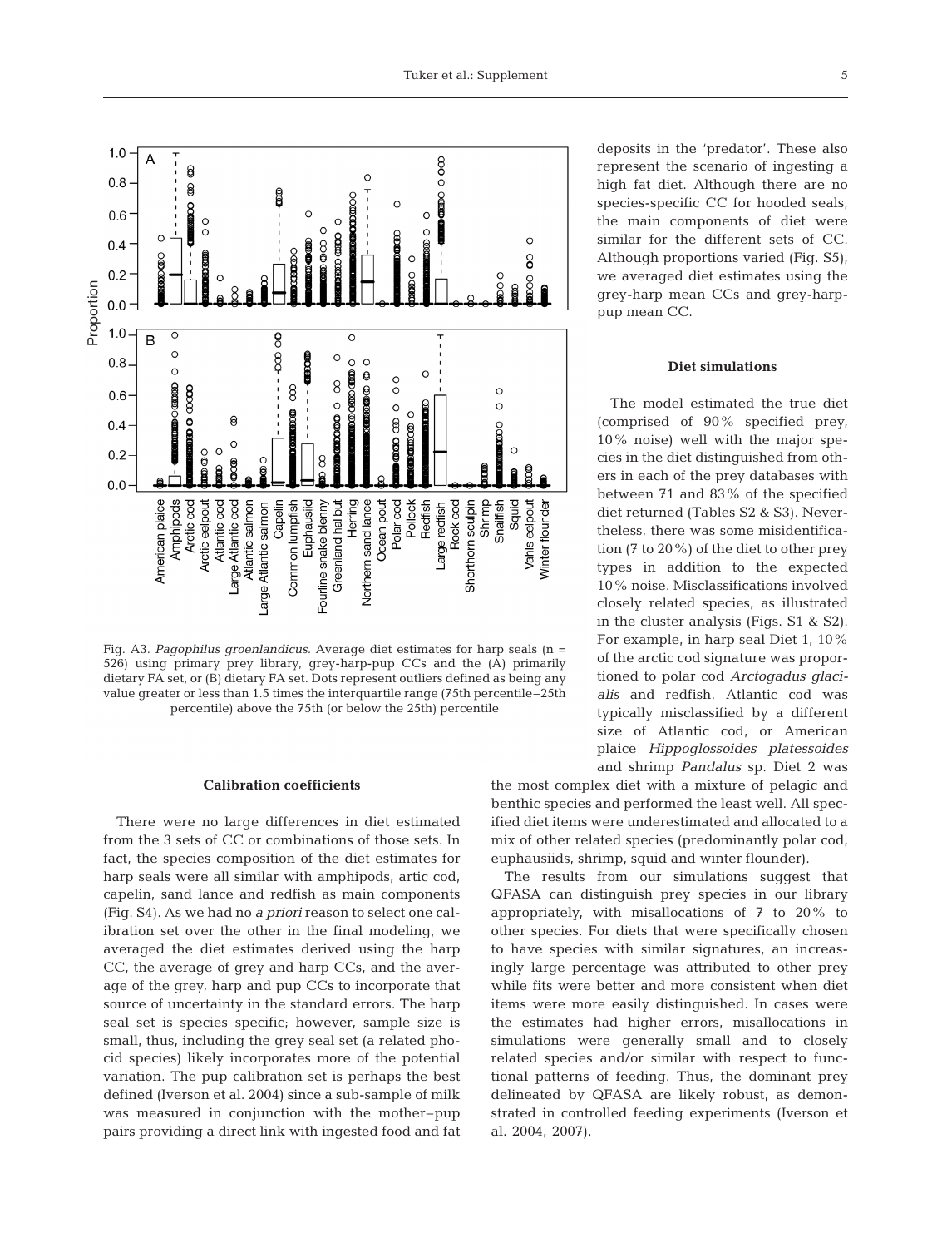Fig. A3. *Pagophilus groenlandicus.* Average diet estimates for harp seals (n = 526) using primary prey library, grey-harp-pup CCs and the (A) primarily dietary FA set, or (B) dietary FA set. Dots represent outliers defined as being any value greater or less than 1.5 times the interquartile range (75th percentile–25th percentile) above the 75th (or below the 25th) percentile

### Calibration coefficients

There were no large differences in diet estimated from the 3 sets of CC or combinations of those sets. In fact, the species composition of the diet estimates for harp seals were all similar with amphipods, artic cod, capelin, sand lance and redfish as main components (Fig. S4). As we had no *a priori* reason to select one calibration set over the other in the final modeling, we averaged the diet estimates derived using the harp CC, the average of grey and harp CCs, and the average of the grey, harp and pup CCs to incorporate that source of uncertainty in the standard errors. The harp seal set is species specific; however, sample size is small, thus, including the grey seal set (a related phocid species) likely incorporates more of the potential variation. The pup calibration set is perhaps the best defined (Iverson et al. 2004) since a sub-sample of milk was measured in conjunction with the mother–pup pairs providing a direct link with ingested food and fat deposits in the 'predator'. These also represent the scenario of ingesting a high fat diet. Although there are no species-specific CC for hooded seals, the main components of diet were similar for the different sets of CC. Although proportions varied (Fig. S5), we averaged diet estimates using the grey-harp mean CCs and grey-harp-pup mean CC.

### Diet simulations

The model estimated the true diet (comprised of 90% specified prey, 10% noise) well with the major species in the diet distinguished from others in each of the prey databases with between 71 and 83% of the specified diet returned (Tables S2 & S3). Nevertheless, there was some misidentification (7 to 20%) of the diet to other prey types in addition to the expected 10% noise. Misclassifications involved closely related species, as illustrated in the cluster analysis (Figs. S1 & S2). For example, in harp seal Diet 1, 10% of the arctic cod signature was proportioned to polar cod *Arctogadus glacialis* and redfish. Atlantic cod was typically misclassified by a different size of Atlantic cod, or American plaice *Hippoglossoides platessoides* and shrimp *Pandalus* sp. Diet 2 was the most complex diet with a mixture of pelagic and benthic species and performed the least well. All specified diet items were underestimated and allocated to a mix of other related species (predominantly polar cod, euphausiids, shrimp, squid and winter flounder).

The results from our simulations suggest that QFASA can distinguish prey species in our library appropriately, with misallocations of 7 to 20% to other species. For diets that were specifically chosen to have species with similar signatures, an increasingly large percentage was attributed to other prey while fits were better and more consistent when diet items were more easily distinguished. In cases were the estimates had higher errors, misallocations in simulations were generally small and to closely related species and/or similar with respect to functional patterns of feeding. Thus, the dominant prey delineated by QFASA are likely robust, as demonstrated in controlled feeding experiments (Iverson et al. 2004, 2007).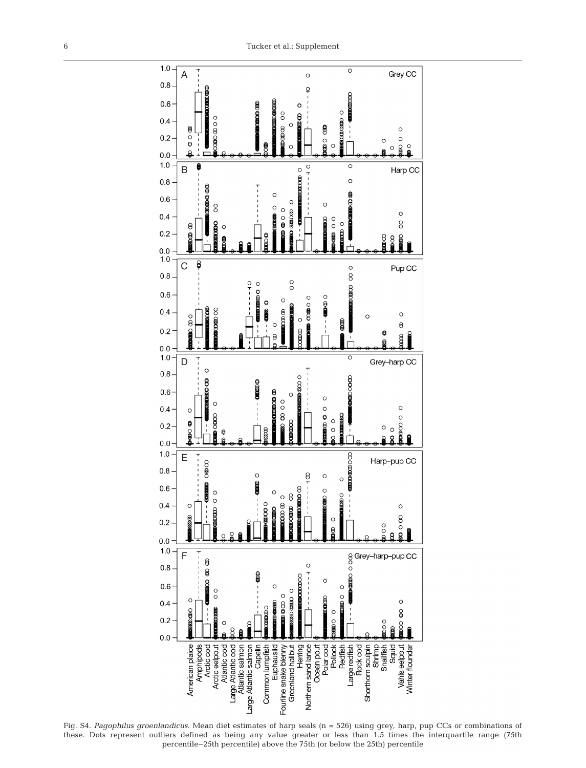Fig. S4. *Pagophilus groenlandicus*. Mean diet estimates of harp seals (n = 526) using grey, harp, pup CCs or combinations of these. Dots represent outliers defined as being any value greater or less than 1.5 times the interquartile range (75th percentile–25th percentile) above the 75th (or below the 25th) percentile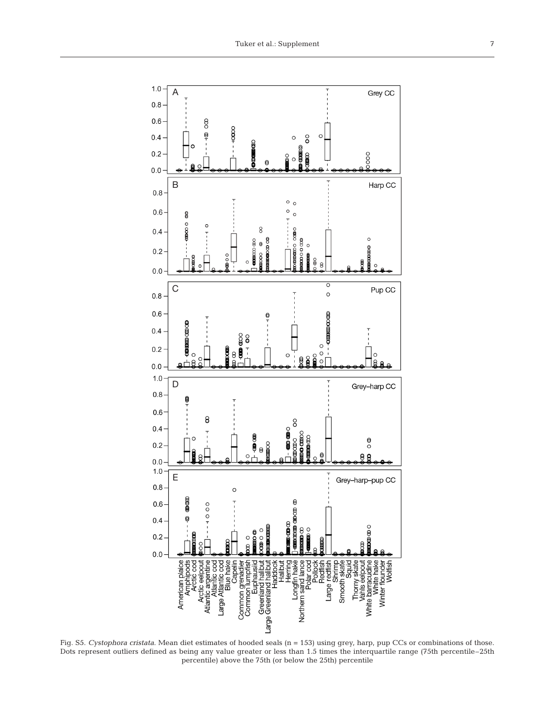Fig. S5. *Cystophora cristata*. Mean diet estimates of hooded seals (n = 153) using grey, harp, pup CCs or combinations of those. Dots represent outliers defined as being any value greater or less than 1.5 times the interquartile range (75th percentile–25th percentile) above the 75th (or below the 25th) percentile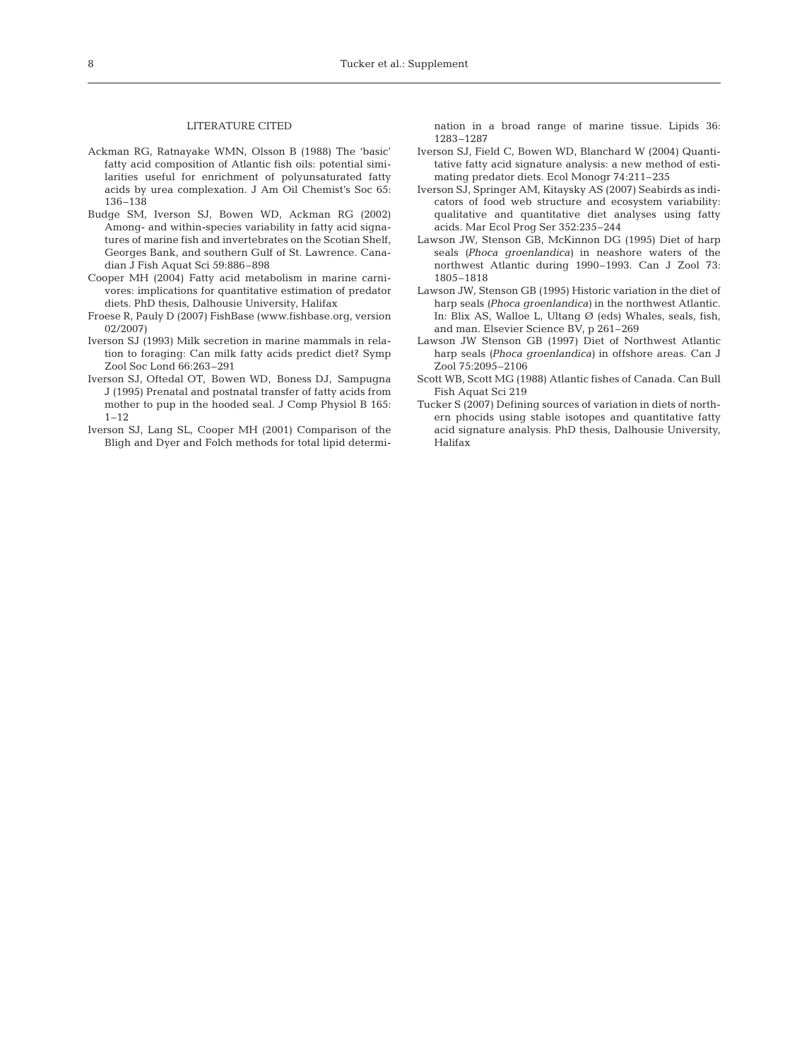## LITERATURE CITED

Ackman RG, Ratnayake WMN, Olsson B (1988) The 'basic' fatty acid composition of Atlantic fish oils: potential similarities useful for enrichment of polyunsaturated fatty acids by urea complexation. J Am Oil Chemist's Soc 65: 136–138

Budge SM, Iverson SJ, Bowen WD, Ackman RG (2002) Among- and within-species variability in fatty acid signatures of marine fish and invertebrates on the Scotian Shelf, Georges Bank, and southern Gulf of St. Lawrence. Canadian J Fish Aquat Sci 59:886–898

Cooper MH (2004) Fatty acid metabolism in marine carnivores: implications for quantitative estimation of predator diets. PhD thesis, Dalhousie University, Halifax

Froese R, Pauly D (2007) FishBase (www.fishbase.org, version 02/2007)

Iverson SJ (1993) Milk secretion in marine mammals in relation to foraging: Can milk fatty acids predict diet? Symp Zool Soc Lond 66:263–291

Iverson SJ, Oftedal OT, Bowen WD, Boness DJ, Sampugna J (1995) Prenatal and postnatal transfer of fatty acids from mother to pup in the hooded seal. J Comp Physiol B 165: 1–12

Iverson SJ, Lang SL, Cooper MH (2001) Comparison of the Bligh and Dyer and Folch methods for total lipid determination in a broad range of marine tissue. Lipids 36: 1283–1287

Iverson SJ, Field C, Bowen WD, Blanchard W (2004) Quantitative fatty acid signature analysis: a new method of estimating predator diets. Ecol Monogr 74:211–235

Iverson SJ, Springer AM, Kitaysky AS (2007) Seabirds as indicators of food web structure and ecosystem variability: qualitative and quantitative diet analyses using fatty acids. Mar Ecol Prog Ser 352:235–244

Lawson JW, Stenson GB, McKinnon DG (1995) Diet of harp seals (*Phoca groenlandica*) in neashore waters of the northwest Atlantic during 1990–1993. Can J Zool 73: 1805–1818

Lawson JW, Stenson GB (1995) Historic variation in the diet of harp seals (*Phoca groenlandica*) in the northwest Atlantic. In: Blix AS, Walloe L, Ultang Ø (eds) Whales, seals, fish, and man. Elsevier Science BV, p 261–269

Lawson JW Stenson GB (1997) Diet of Northwest Atlantic harp seals (*Phoca groenlandica*) in offshore areas. Can J Zool 75:2095–2106

Scott WB, Scott MG (1988) Atlantic fishes of Canada. Can Bull Fish Aquat Sci 219

Tucker S (2007) Defining sources of variation in diets of northern phocids using stable isotopes and quantitative fatty acid signature analysis. PhD thesis, Dalhousie University, Halifax